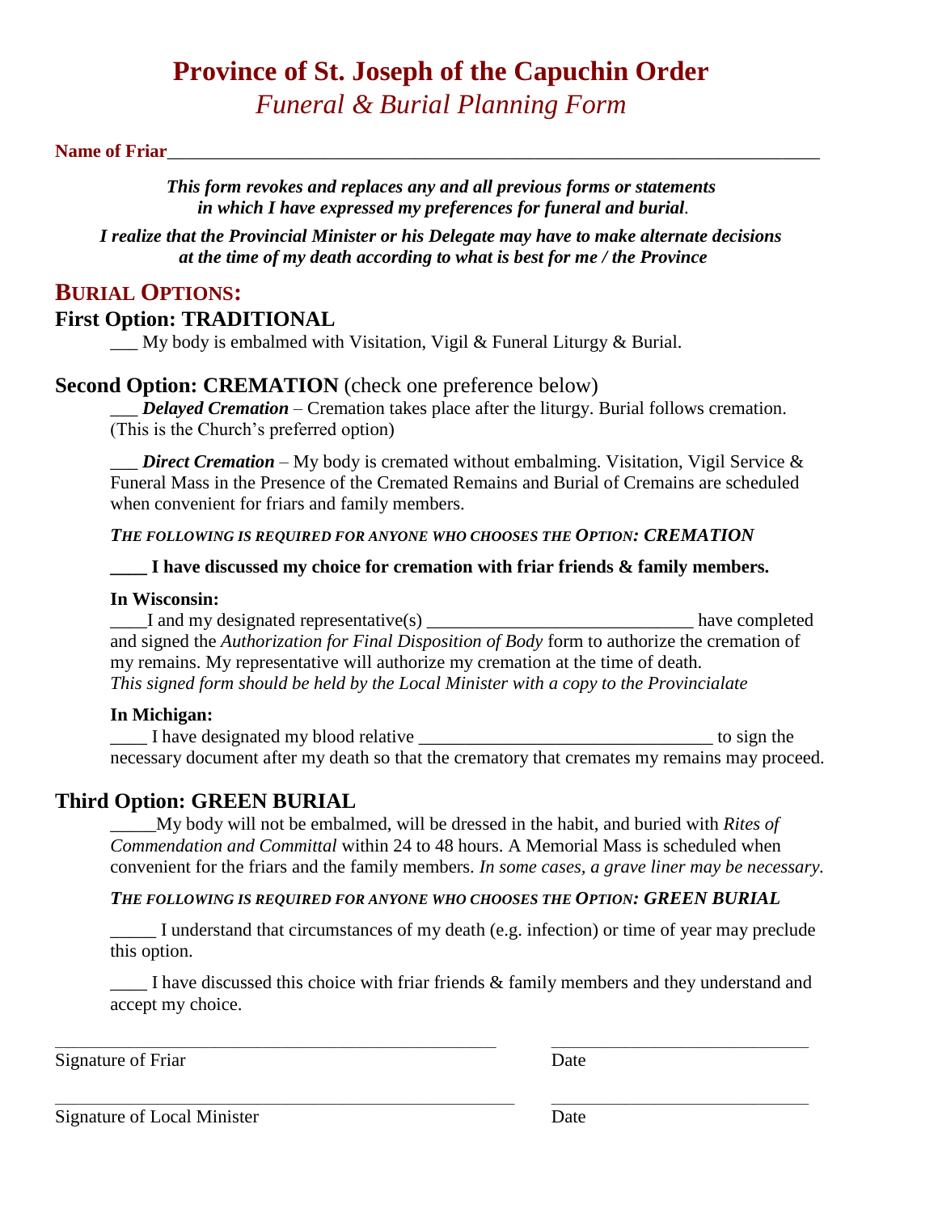# Province of St. Joseph of the Capuchin Order

*Funeral & Burial Planning Form*

**Name of Friar**\_\_\_\_\_\_\_\_\_\_\_\_\_\_\_\_\_\_\_\_\_\_\_\_\_\_\_\_\_\_\_\_\_\_\_\_\_\_\_\_\_\_\_\_\_\_\_\_\_\_\_\_\_\_\_\_\_\_\_\_\_\_\_\_

***This form revokes and replaces any and all previous forms or statements in which I have expressed my preferences for funeral and burial.***

***I realize that the Provincial Minister or his Delegate may have to make alternate decisions at the time of my death according to what is best for me / the Province***

## BURIAL OPTIONS:

### First Option: TRADITIONAL

___ My body is embalmed with Visitation, Vigil & Funeral Liturgy & Burial.

### Second Option: CREMATION (check one preference below)

___ ***Delayed Cremation*** – Cremation takes place after the liturgy. Burial follows cremation. (This is the Church's preferred option)

___ ***Direct Cremation*** – My body is cremated without embalming. Visitation, Vigil Service & Funeral Mass in the Presence of the Cremated Remains and Burial of Cremains are scheduled when convenient for friars and family members.

***THE FOLLOWING IS REQUIRED FOR ANYONE WHO CHOOSES THE OPTION: CREMATION***

**____ I have discussed my choice for cremation with friar friends & family members.**

**In Wisconsin:**

____I and my designated representative(s) \_\_\_\_\_\_\_\_\_\_\_\_\_\_\_\_\_\_\_\_\_\_\_\_\_\_\_\_\_\_ have completed and signed the *Authorization for Final Disposition of Body* form to authorize the cremation of my remains. My representative will authorize my cremation at the time of death.
*This signed form should be held by the Local Minister with a copy to the Provincialate*

**In Michigan:**

____ I have designated my blood relative \_\_\_\_\_\_\_\_\_\_\_\_\_\_\_\_\_\_\_\_\_\_\_\_\_\_\_\_\_\_\_\_\_ to sign the necessary document after my death so that the crematory that cremates my remains may proceed.

### Third Option: GREEN BURIAL

_____My body will not be embalmed, will be dressed in the habit, and buried with *Rites of Commendation and Committal* within 24 to 48 hours. A Memorial Mass is scheduled when convenient for the friars and the family members. *In some cases, a grave liner may be necessary.*

***THE FOLLOWING IS REQUIRED FOR ANYONE WHO CHOOSES THE OPTION: GREEN BURIAL***

_____ I understand that circumstances of my death (e.g. infection) or time of year may preclude this option.

____ I have discussed this choice with friar friends & family members and they understand and accept my choice.

\_\_\_\_\_\_\_\_\_\_\_\_\_\_\_\_\_\_\_\_\_\_\_\_\_\_\_\_\_\_\_\_\_\_\_\_\_\_\_\_\_\_\_\_\_\_ \_\_\_\_\_\_\_\_\_\_\_\_\_\_\_\_\_\_\_\_\_\_\_\_\_\_\_\_
Signature of Friar Date

\_\_\_\_\_\_\_\_\_\_\_\_\_\_\_\_\_\_\_\_\_\_\_\_\_\_\_\_\_\_\_\_\_\_\_\_\_\_\_\_\_\_\_\_\_\_ \_\_\_\_\_\_\_\_\_\_\_\_\_\_\_\_\_\_\_\_\_\_\_\_\_\_\_\_
Signature of Local Minister Date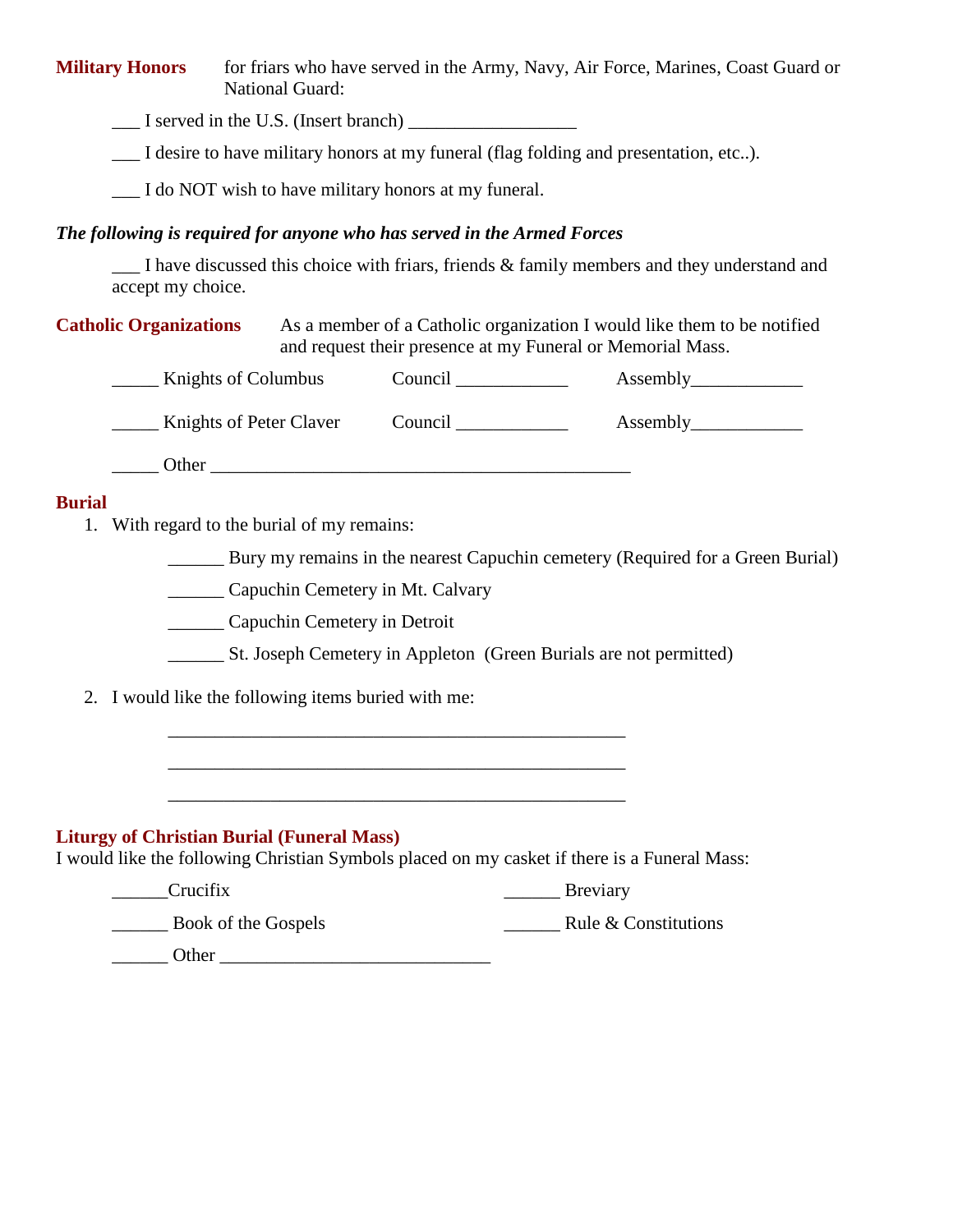**Military Honors** for friars who have served in the Army, Navy, Air Force, Marines, Coast Guard or National Guard:

___ I served in the U.S. (Insert branch) __________________

___ I desire to have military honors at my funeral (flag folding and presentation, etc..).

___ I do NOT wish to have military honors at my funeral.

***The following is required for anyone who has served in the Armed Forces***

___ I have discussed this choice with friars, friends & family members and they understand and accept my choice.

**Catholic Organizations** As a member of a Catholic organization I would like them to be notified and request their presence at my Funeral or Memorial Mass.

_____ Knights of Columbus Council ____________ Assembly____________

_____ Knights of Peter Claver Council ____________ Assembly____________

_____ Other _______________________________________________

**Burial**

1. With regard to the burial of my remains:

   ______ Bury my remains in the nearest Capuchin cemetery (Required for a Green Burial)

   ______ Capuchin Cemetery in Mt. Calvary

   ______ Capuchin Cemetery in Detroit

   ______ St. Joseph Cemetery in Appleton (Green Burials are not permitted)

2. I would like the following items buried with me:

   __________________________________________________

   __________________________________________________

   __________________________________________________

**Liturgy of Christian Burial (Funeral Mass)**

I would like the following Christian Symbols placed on my casket if there is a Funeral Mass:

______Crucifix

______ Breviary

______ Book of the Gospels

______ Rule & Constitutions

______ Other _____________________________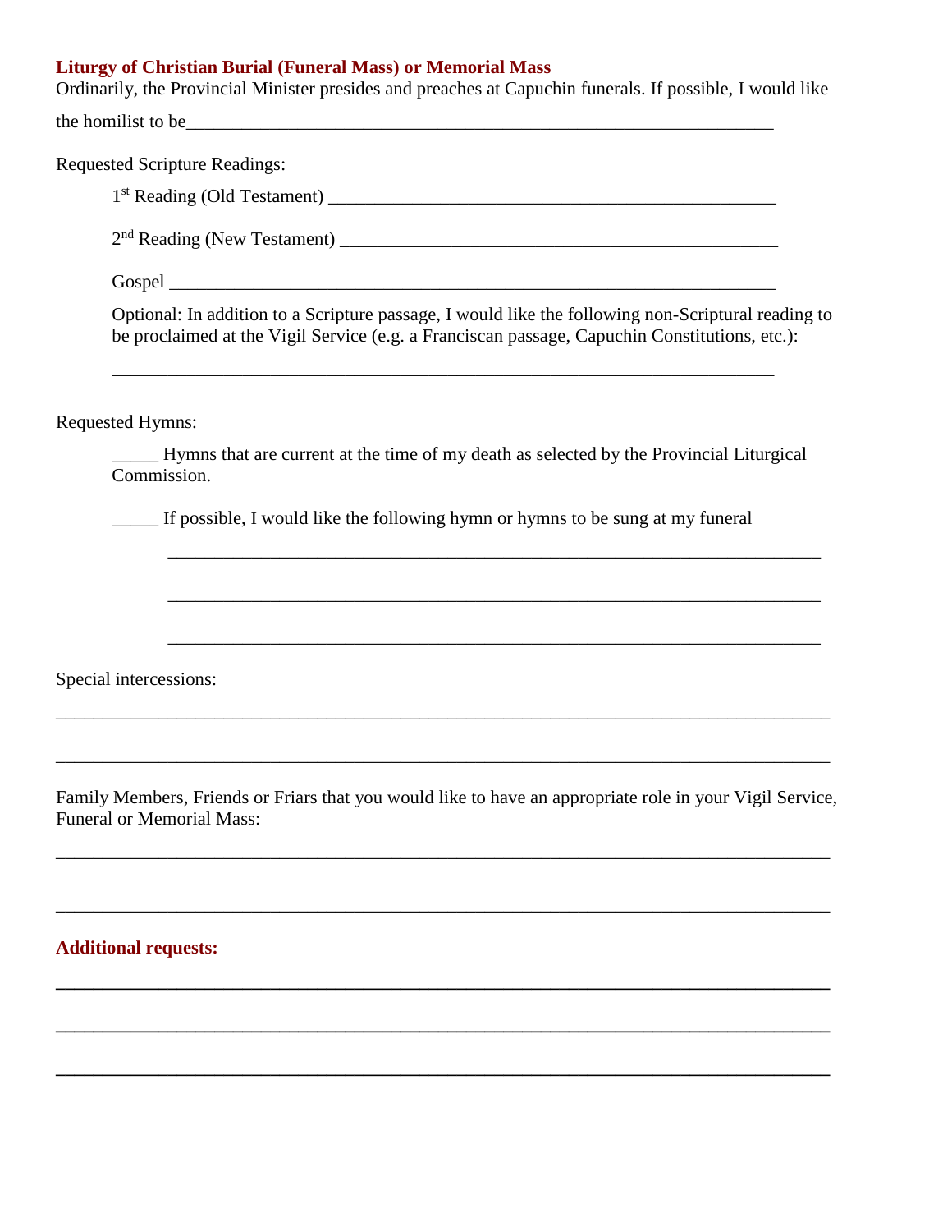### Liturgy of Christian Burial (Funeral Mass) or Memorial Mass

Ordinarily, the Provincial Minister presides and preaches at Capuchin funerals. If possible, I would like the homilist to be_________________________________________________________________

Requested Scripture Readings:

1st Reading (Old Testament) _________________________________________________

2nd Reading (New Testament) ________________________________________________

Gospel ___________________________________________________________________

Optional: In addition to a Scripture passage, I would like the following non-Scriptural reading to be proclaimed at the Vigil Service (e.g. a Franciscan passage, Capuchin Constitutions, etc.):

__________________________________________________________________________

Requested Hymns:

_____ Hymns that are current at the time of my death as selected by the Provincial Liturgical Commission.

_____ If possible, I would like the following hymn or hymns to be sung at my funeral

__________________________________________________________________________

__________________________________________________________________________

__________________________________________________________________________

Special intercessions:

______________________________________________________________________________

______________________________________________________________________________

Family Members, Friends or Friars that you would like to have an appropriate role in your Vigil Service, Funeral or Memorial Mass:

______________________________________________________________________________

______________________________________________________________________________

**Additional requests:**

______________________________________________________________________________

______________________________________________________________________________

______________________________________________________________________________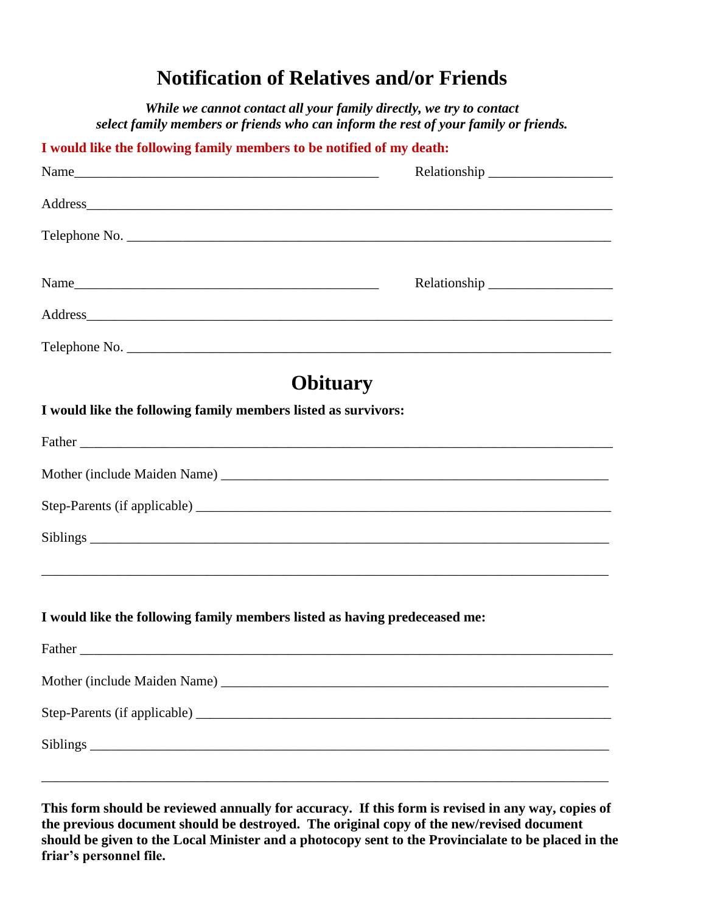# Notification of Relatives and/or Friends

***While we cannot contact all your family directly, we try to contact select family members or friends who can inform the rest of your family or friends.***

**I would like the following family members to be notified of my death:**

Name_____________________________________________ Relationship __________________

Address___________________________________________________________________________

Telephone No. ______________________________________________________________________

Name_____________________________________________ Relationship __________________

Address___________________________________________________________________________

Telephone No. ______________________________________________________________________

# Obituary

**I would like the following family members listed as survivors:**

Father ____________________________________________________________________________

Mother (include Maiden Name) ______________________________________________________

Step-Parents (if applicable) _________________________________________________________

Siblings __________________________________________________________________________

__________________________________________________________________________________

**I would like the following family members listed as having predeceased me:**

Father ____________________________________________________________________________

Mother (include Maiden Name) ______________________________________________________

Step-Parents (if applicable) _________________________________________________________

Siblings __________________________________________________________________________

__________________________________________________________________________________

**This form should be reviewed annually for accuracy. If this form is revised in any way, copies of the previous document should be destroyed. The original copy of the new/revised document should be given to the Local Minister and a photocopy sent to the Provincialate to be placed in the friar's personnel file.**